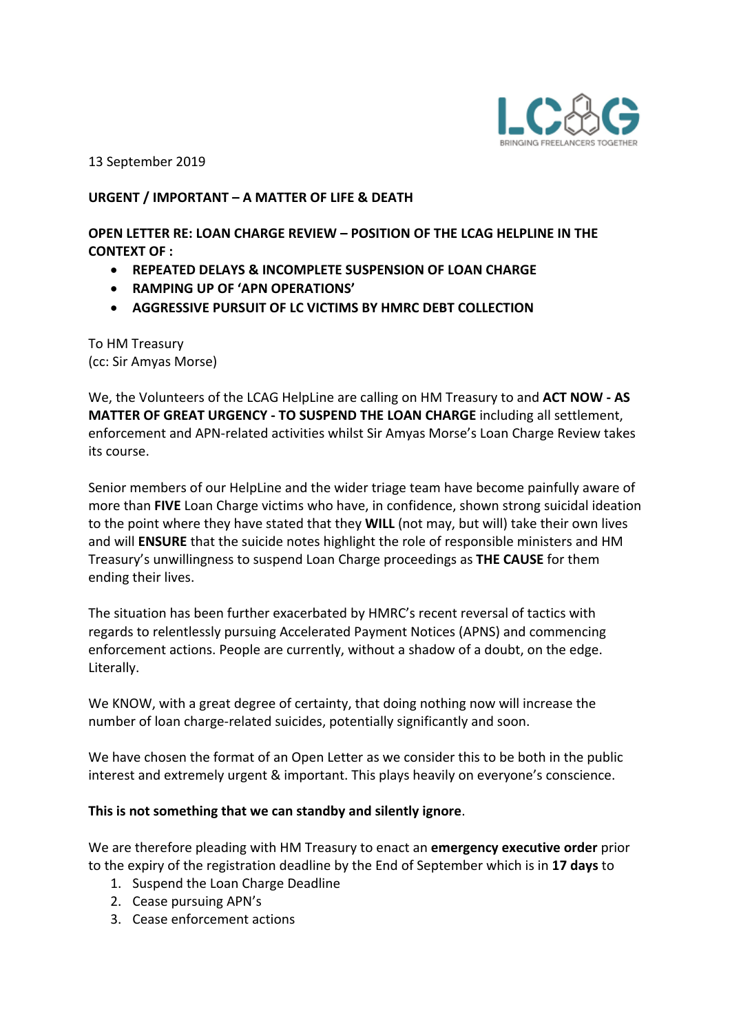LCAG
BRINGING FREELANCERS TOGETHER

13 September 2019

**URGENT / IMPORTANT – A MATTER OF LIFE & DEATH**

**OPEN LETTER RE: LOAN CHARGE REVIEW – POSITION OF THE LCAG HELPLINE IN THE CONTEXT OF :**

- **REPEATED DELAYS & INCOMPLETE SUSPENSION OF LOAN CHARGE**
- **RAMPING UP OF 'APN OPERATIONS'**
- **AGGRESSIVE PURSUIT OF LC VICTIMS BY HMRC DEBT COLLECTION**

To HM Treasury
(cc: Sir Amyas Morse)

We, the Volunteers of the LCAG HelpLine are calling on HM Treasury to and **ACT NOW - AS MATTER OF GREAT URGENCY - TO SUSPEND THE LOAN CHARGE** including all settlement, enforcement and APN-related activities whilst Sir Amyas Morse's Loan Charge Review takes its course.

Senior members of our HelpLine and the wider triage team have become painfully aware of more than **FIVE** Loan Charge victims who have, in confidence, shown strong suicidal ideation to the point where they have stated that they **WILL** (not may, but will) take their own lives and will **ENSURE** that the suicide notes highlight the role of responsible ministers and HM Treasury's unwillingness to suspend Loan Charge proceedings as **THE CAUSE** for them ending their lives.

The situation has been further exacerbated by HMRC's recent reversal of tactics with regards to relentlessly pursuing Accelerated Payment Notices (APNS) and commencing enforcement actions. People are currently, without a shadow of a doubt, on the edge. Literally.

We KNOW, with a great degree of certainty, that doing nothing now will increase the number of loan charge-related suicides, potentially significantly and soon.

We have chosen the format of an Open Letter as we consider this to be both in the public interest and extremely urgent & important. This plays heavily on everyone's conscience.

**This is not something that we can standby and silently ignore**.

We are therefore pleading with HM Treasury to enact an **emergency executive order** prior to the expiry of the registration deadline by the End of September which is in **17 days** to

1. Suspend the Loan Charge Deadline
2. Cease pursuing APN's
3. Cease enforcement actions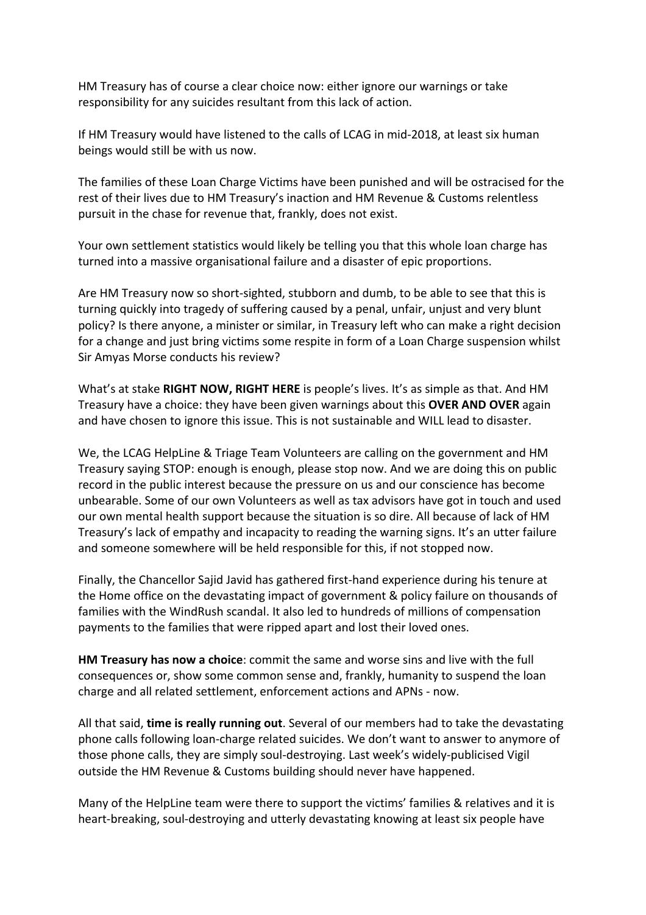HM Treasury has of course a clear choice now: either ignore our warnings or take responsibility for any suicides resultant from this lack of action.

If HM Treasury would have listened to the calls of LCAG in mid-2018, at least six human beings would still be with us now.

The families of these Loan Charge Victims have been punished and will be ostracised for the rest of their lives due to HM Treasury's inaction and HM Revenue & Customs relentless pursuit in the chase for revenue that, frankly, does not exist.

Your own settlement statistics would likely be telling you that this whole loan charge has turned into a massive organisational failure and a disaster of epic proportions.

Are HM Treasury now so short-sighted, stubborn and dumb, to be able to see that this is turning quickly into tragedy of suffering caused by a penal, unfair, unjust and very blunt policy? Is there anyone, a minister or similar, in Treasury left who can make a right decision for a change and just bring victims some respite in form of a Loan Charge suspension whilst Sir Amyas Morse conducts his review?

What's at stake **RIGHT NOW, RIGHT HERE** is people's lives. It's as simple as that. And HM Treasury have a choice: they have been given warnings about this **OVER AND OVER** again and have chosen to ignore this issue. This is not sustainable and WILL lead to disaster.

We, the LCAG HelpLine & Triage Team Volunteers are calling on the government and HM Treasury saying STOP: enough is enough, please stop now. And we are doing this on public record in the public interest because the pressure on us and our conscience has become unbearable. Some of our own Volunteers as well as tax advisors have got in touch and used our own mental health support because the situation is so dire. All because of lack of HM Treasury's lack of empathy and incapacity to reading the warning signs. It's an utter failure and someone somewhere will be held responsible for this, if not stopped now.

Finally, the Chancellor Sajid Javid has gathered first-hand experience during his tenure at the Home office on the devastating impact of government & policy failure on thousands of families with the WindRush scandal. It also led to hundreds of millions of compensation payments to the families that were ripped apart and lost their loved ones.

**HM Treasury has now a choice**: commit the same and worse sins and live with the full consequences or, show some common sense and, frankly, humanity to suspend the loan charge and all related settlement, enforcement actions and APNs - now.

All that said, **time is really running out**. Several of our members had to take the devastating phone calls following loan-charge related suicides. We don't want to answer to anymore of those phone calls, they are simply soul-destroying. Last week's widely-publicised Vigil outside the HM Revenue & Customs building should never have happened.

Many of the HelpLine team were there to support the victims' families & relatives and it is heart-breaking, soul-destroying and utterly devastating knowing at least six people have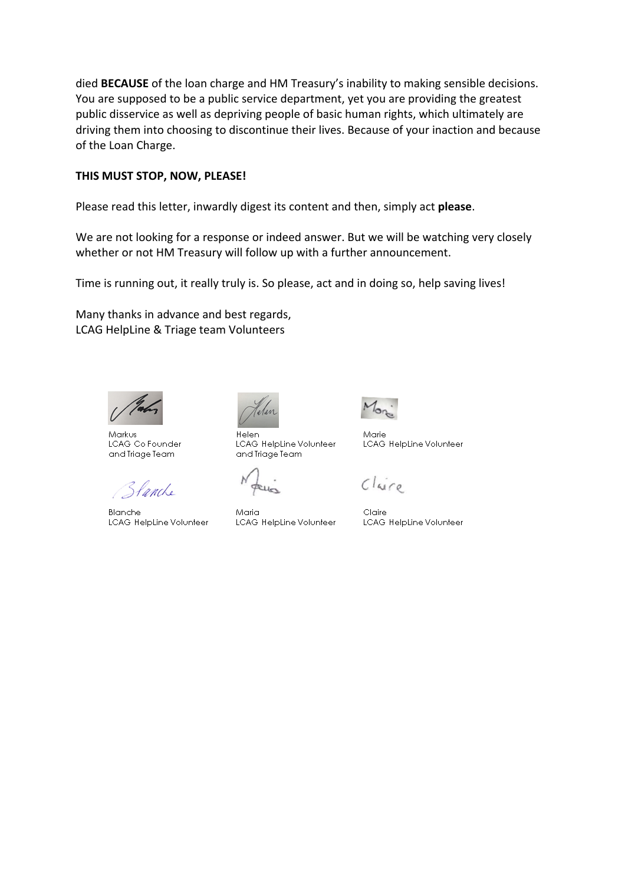died **BECAUSE** of the loan charge and HM Treasury's inability to making sensible decisions. You are supposed to be a public service department, yet you are providing the greatest public disservice as well as depriving people of basic human rights, which ultimately are driving them into choosing to discontinue their lives. Because of your inaction and because of the Loan Charge.

**THIS MUST STOP, NOW, PLEASE!**

Please read this letter, inwardly digest its content and then, simply act **please**.

We are not looking for a response or indeed answer. But we will be watching very closely whether or not HM Treasury will follow up with a further announcement.

Time is running out, it really truly is. So please, act and in doing so, help saving lives!

Many thanks in advance and best regards,
LCAG HelpLine & Triage team Volunteers

Markus
LCAG Co Founder
and Triage Team

Helen
LCAG HelpLine Volunteer
and Triage Team

Marie
LCAG HelpLine Volunteer

Blanche
LCAG HelpLine Volunteer

Maria
LCAG HelpLine Volunteer

Claire
LCAG HelpLine Volunteer